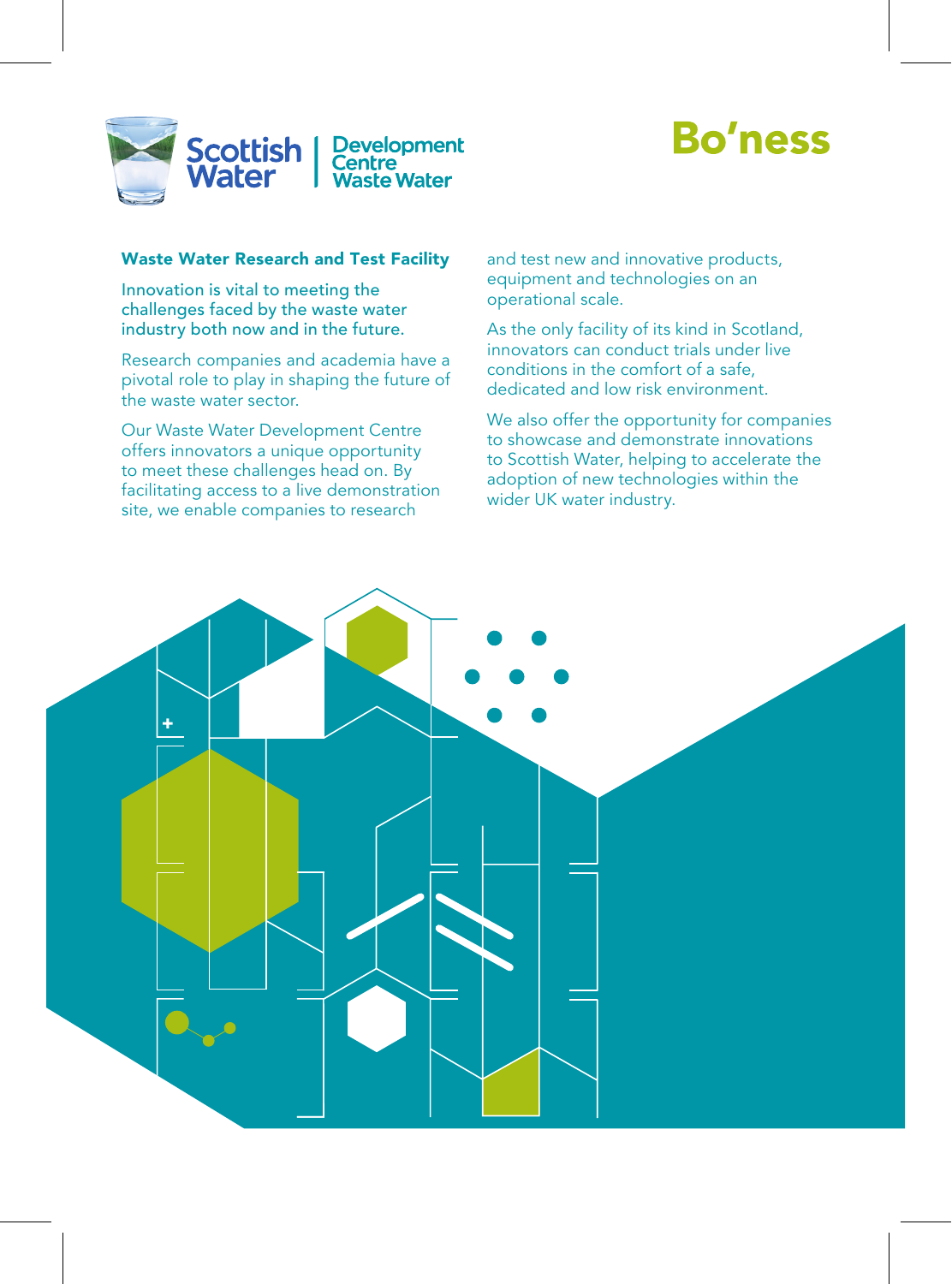Scottish Water | Development Centre Waste Water

# Bo'ness

## Waste Water Research and Test Facility

Innovation is vital to meeting the challenges faced by the waste water industry both now and in the future.

Research companies and academia have a pivotal role to play in shaping the future of the waste water sector.

Our Waste Water Development Centre offers innovators a unique opportunity to meet these challenges head on. By facilitating access to a live demonstration site, we enable companies to research and test new and innovative products, equipment and technologies on an operational scale.

As the only facility of its kind in Scotland, innovators can conduct trials under live conditions in the comfort of a safe, dedicated and low risk environment.

We also offer the opportunity for companies to showcase and demonstrate innovations to Scottish Water, helping to accelerate the adoption of new technologies within the wider UK water industry.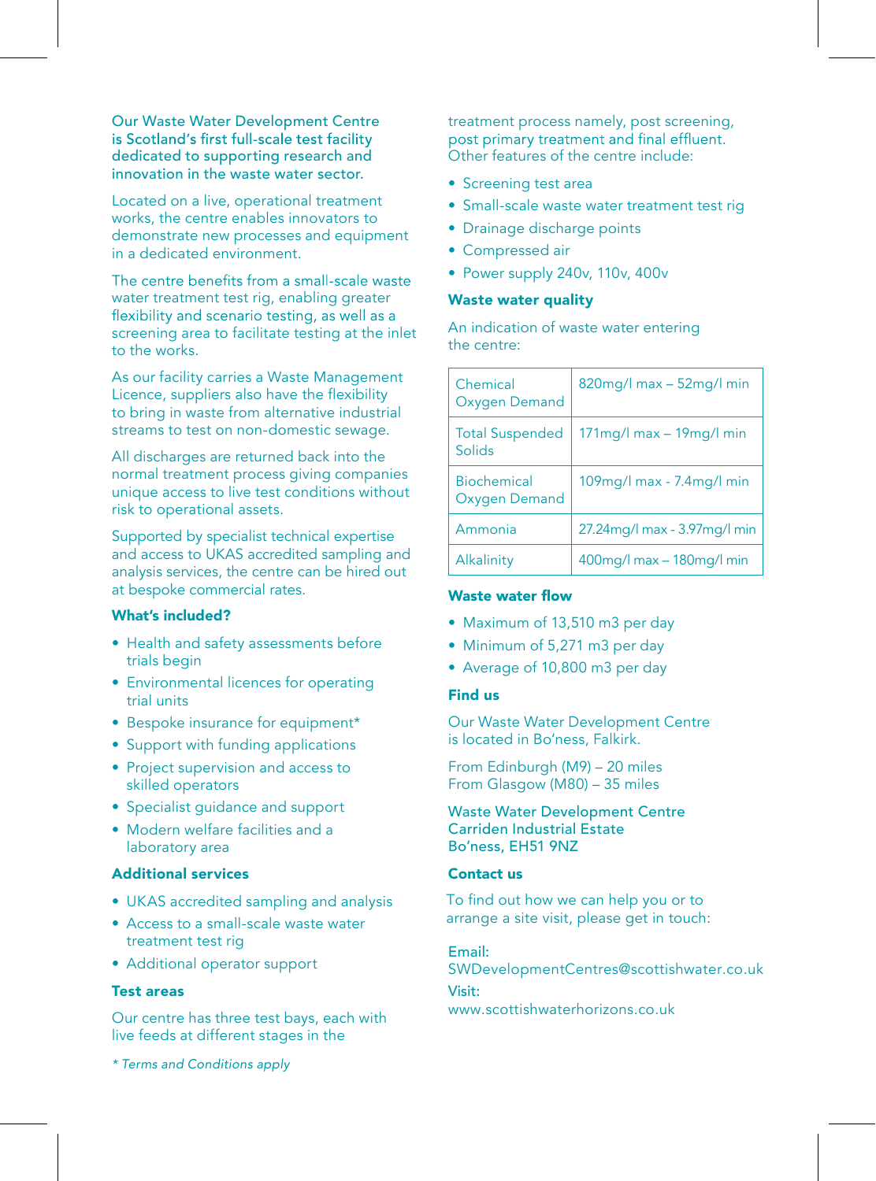Our Waste Water Development Centre is Scotland's first full-scale test facility dedicated to supporting research and innovation in the waste water sector.

Located on a live, operational treatment works, the centre enables innovators to demonstrate new processes and equipment in a dedicated environment.

The centre benefits from a small-scale waste water treatment test rig, enabling greater flexibility and scenario testing, as well as a screening area to facilitate testing at the inlet to the works.

As our facility carries a Waste Management Licence, suppliers also have the flexibility to bring in waste from alternative industrial streams to test on non-domestic sewage.

All discharges are returned back into the normal treatment process giving companies unique access to live test conditions without risk to operational assets.

Supported by specialist technical expertise and access to UKAS accredited sampling and analysis services, the centre can be hired out at bespoke commercial rates.

### What's included?

- Health and safety assessments before trials begin
- Environmental licences for operating trial units
- Bespoke insurance for equipment*
- Support with funding applications
- Project supervision and access to skilled operators
- Specialist guidance and support
- Modern welfare facilities and a laboratory area

### Additional services

- UKAS accredited sampling and analysis
- Access to a small-scale waste water treatment test rig
- Additional operator support

### Test areas

Our centre has three test bays, each with live feeds at different stages in the treatment process namely, post screening, post primary treatment and final effluent. Other features of the centre include:

- Screening test area
- Small-scale waste water treatment test rig
- Drainage discharge points
- Compressed air
- Power supply 240v, 110v, 400v

### Waste water quality

An indication of waste water entering the centre:

| | |
|---|---|
| Chemical Oxygen Demand | 820mg/l max – 52mg/l min |
| Total Suspended Solids | 171mg/l max – 19mg/l min |
| Biochemical Oxygen Demand | 109mg/l max - 7.4mg/l min |
| Ammonia | 27.24mg/l max - 3.97mg/l min |
| Alkalinity | 400mg/l max – 180mg/l min |

### Waste water flow

- Maximum of 13,510 m3 per day
- Minimum of 5,271 m3 per day
- Average of 10,800 m3 per day

### Find us

Our Waste Water Development Centre is located in Bo'ness, Falkirk.

From Edinburgh (M9) – 20 miles
From Glasgow (M80) – 35 miles

Waste Water Development Centre
Carriden Industrial Estate
Bo'ness, EH51 9NZ

### Contact us

To find out how we can help you or to arrange a site visit, please get in touch:

Email:
SWDevelopmentCentres@scottishwater.co.uk

Visit:
www.scottishwaterhorizons.co.uk

*\* Terms and Conditions apply*